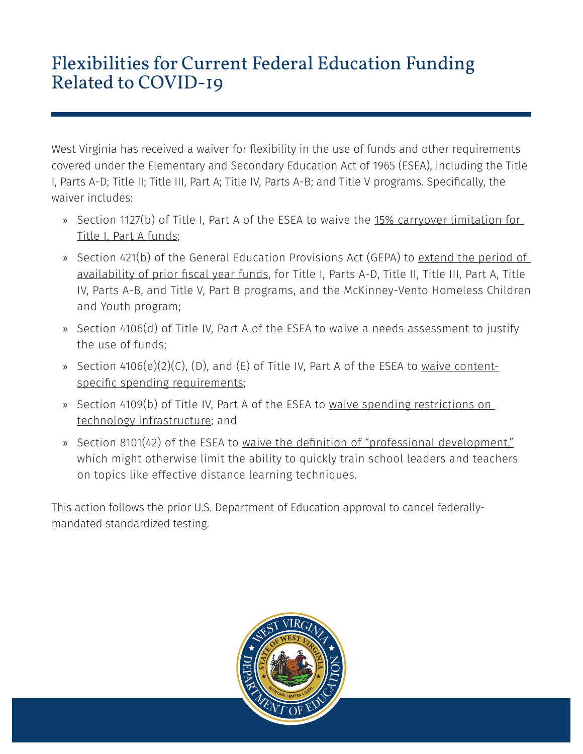# Flexibilities for Current Federal Education Funding Related to COVID-19

West Virginia has received a waiver for flexibility in the use of funds and other requirements covered under the Elementary and Secondary Education Act of 1965 (ESEA), including the Title I, Parts A-D; Title II; Title III, Part A; Title IV, Parts A-B; and Title V programs. Specifically, the waiver includes:

- Section 1127(b) of Title I, Part A of the ESEA to waive the 15% carryover limitation for Title I, Part A funds;
- Section 421(b) of the General Education Provisions Act (GEPA) to extend the period of availability of prior fiscal year funds, for Title I, Parts A-D, Title II, Title III, Part A, Title IV, Parts A-B, and Title V, Part B programs, and the McKinney-Vento Homeless Children and Youth program;
- Section 4106(d) of Title IV, Part A of the ESEA to waive a needs assessment to justify the use of funds;
- Section 4106(e)(2)(C), (D), and (E) of Title IV, Part A of the ESEA to waive content-specific spending requirements;
- Section 4109(b) of Title IV, Part A of the ESEA to waive spending restrictions on technology infrastructure; and
- Section 8101(42) of the ESEA to waive the definition of "professional development," which might otherwise limit the ability to quickly train school leaders and teachers on topics like effective distance learning techniques.

This action follows the prior U.S. Department of Education approval to cancel federally-mandated standardized testing.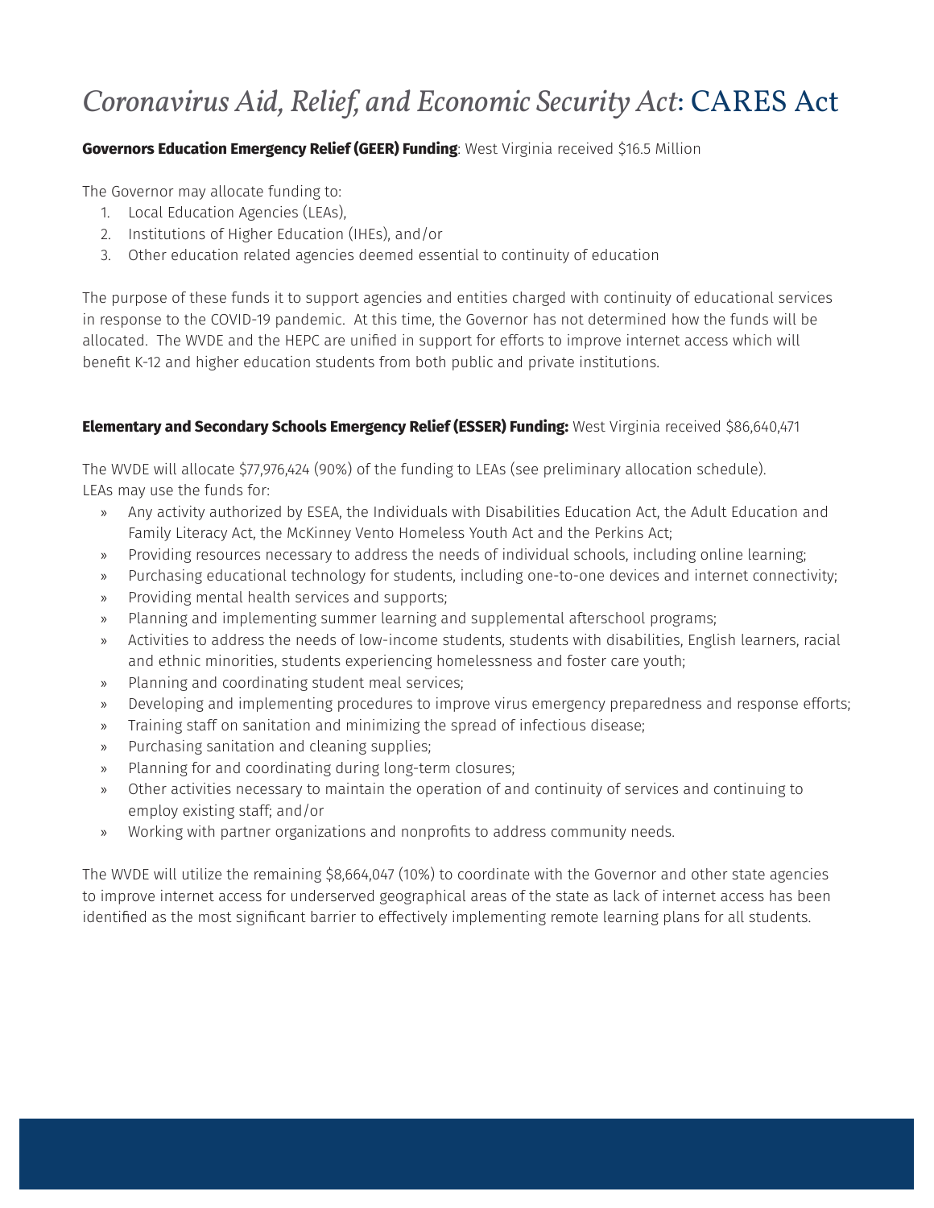# *Coronavirus Aid, Relief, and Economic Security Act*: CARES Act

**Governors Education Emergency Relief (GEER) Funding**: West Virginia received $16.5 Million

The Governor may allocate funding to:

1. Local Education Agencies (LEAs),
2. Institutions of Higher Education (IHEs), and/or
3. Other education related agencies deemed essential to continuity of education

The purpose of these funds it to support agencies and entities charged with continuity of educational services in response to the COVID-19 pandemic. At this time, the Governor has not determined how the funds will be allocated. The WVDE and the HEPC are unified in support for efforts to improve internet access which will benefit K-12 and higher education students from both public and private institutions.

**Elementary and Secondary Schools Emergency Relief (ESSER) Funding:** West Virginia received $86,640,471

The WVDE will allocate $77,976,424 (90%) of the funding to LEAs (see preliminary allocation schedule). LEAs may use the funds for:

- Any activity authorized by ESEA, the Individuals with Disabilities Education Act, the Adult Education and Family Literacy Act, the McKinney Vento Homeless Youth Act and the Perkins Act;
- Providing resources necessary to address the needs of individual schools, including online learning;
- Purchasing educational technology for students, including one-to-one devices and internet connectivity;
- Providing mental health services and supports;
- Planning and implementing summer learning and supplemental afterschool programs;
- Activities to address the needs of low-income students, students with disabilities, English learners, racial and ethnic minorities, students experiencing homelessness and foster care youth;
- Planning and coordinating student meal services;
- Developing and implementing procedures to improve virus emergency preparedness and response efforts;
- Training staff on sanitation and minimizing the spread of infectious disease;
- Purchasing sanitation and cleaning supplies;
- Planning for and coordinating during long-term closures;
- Other activities necessary to maintain the operation of and continuity of services and continuing to employ existing staff; and/or
- Working with partner organizations and nonprofits to address community needs.

The WVDE will utilize the remaining $8,664,047 (10%) to coordinate with the Governor and other state agencies to improve internet access for underserved geographical areas of the state as lack of internet access has been identified as the most significant barrier to effectively implementing remote learning plans for all students.